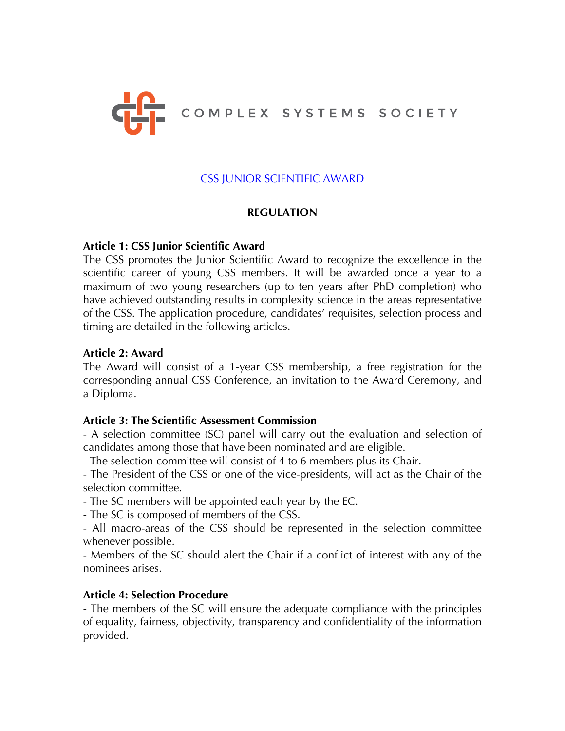COMPLEX SYSTEMS SOCIETY

CSS JUNIOR SCIENTIFIC AWARD

# REGULATION

**Article 1: CSS Junior Scientific Award**

The CSS promotes the Junior Scientific Award to recognize the excellence in the scientific career of young CSS members. It will be awarded once a year to a maximum of two young researchers (up to ten years after PhD completion) who have achieved outstanding results in complexity science in the areas representative of the CSS. The application procedure, candidates' requisites, selection process and timing are detailed in the following articles.

**Article 2: Award**

The Award will consist of a 1-year CSS membership, a free registration for the corresponding annual CSS Conference, an invitation to the Award Ceremony, and a Diploma.

**Article 3: The Scientific Assessment Commission**

- A selection committee (SC) panel will carry out the evaluation and selection of candidates among those that have been nominated and are eligible.
- The selection committee will consist of 4 to 6 members plus its Chair.
- The President of the CSS or one of the vice-presidents, will act as the Chair of the selection committee.
- The SC members will be appointed each year by the EC.
- The SC is composed of members of the CSS.
- All macro-areas of the CSS should be represented in the selection committee whenever possible.
- Members of the SC should alert the Chair if a conflict of interest with any of the nominees arises.

**Article 4: Selection Procedure**

- The members of the SC will ensure the adequate compliance with the principles of equality, fairness, objectivity, transparency and confidentiality of the information provided.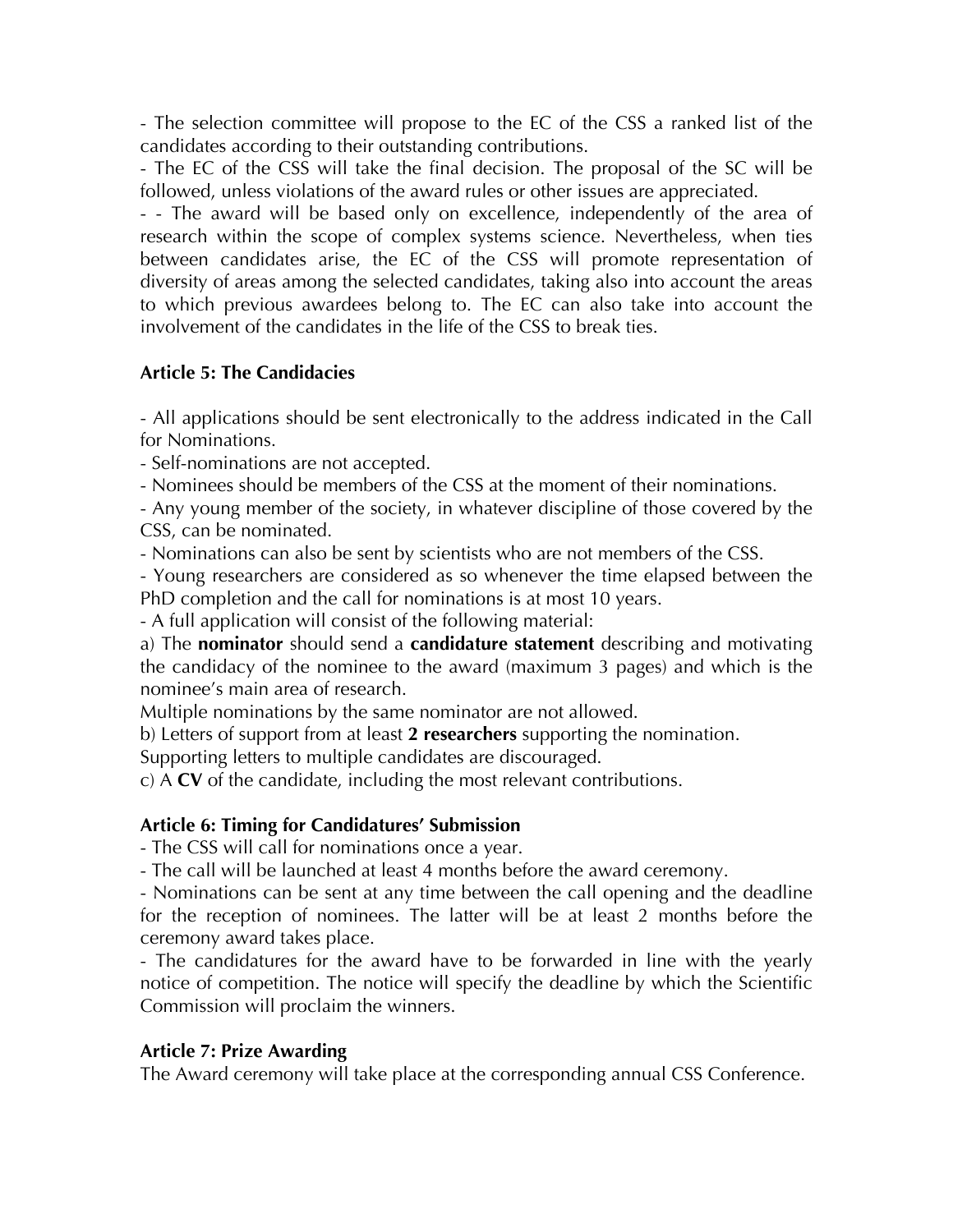- The selection committee will propose to the EC of the CSS a ranked list of the candidates according to their outstanding contributions.
- The EC of the CSS will take the final decision. The proposal of the SC will be followed, unless violations of the award rules or other issues are appreciated.
- - The award will be based only on excellence, independently of the area of research within the scope of complex systems science. Nevertheless, when ties between candidates arise, the EC of the CSS will promote representation of diversity of areas among the selected candidates, taking also into account the areas to which previous awardees belong to. The EC can also take into account the involvement of the candidates in the life of the CSS to break ties.

**Article 5: The Candidacies**

- All applications should be sent electronically to the address indicated in the Call for Nominations.
- Self-nominations are not accepted.
- Nominees should be members of the CSS at the moment of their nominations.
- Any young member of the society, in whatever discipline of those covered by the CSS, can be nominated.
- Nominations can also be sent by scientists who are not members of the CSS.
- Young researchers are considered as so whenever the time elapsed between the PhD completion and the call for nominations is at most 10 years.
- A full application will consist of the following material:

a) The **nominator** should send a **candidature statement** describing and motivating the candidacy of the nominee to the award (maximum 3 pages) and which is the nominee's main area of research.
Multiple nominations by the same nominator are not allowed.

b) Letters of support from at least **2 researchers** supporting the nomination.
Supporting letters to multiple candidates are discouraged.

c) A **CV** of the candidate, including the most relevant contributions.

**Article 6: Timing for Candidatures' Submission**

- The CSS will call for nominations once a year.
- The call will be launched at least 4 months before the award ceremony.
- Nominations can be sent at any time between the call opening and the deadline for the reception of nominees. The latter will be at least 2 months before the ceremony award takes place.
- The candidatures for the award have to be forwarded in line with the yearly notice of competition. The notice will specify the deadline by which the Scientific Commission will proclaim the winners.

**Article 7: Prize Awarding**

The Award ceremony will take place at the corresponding annual CSS Conference.